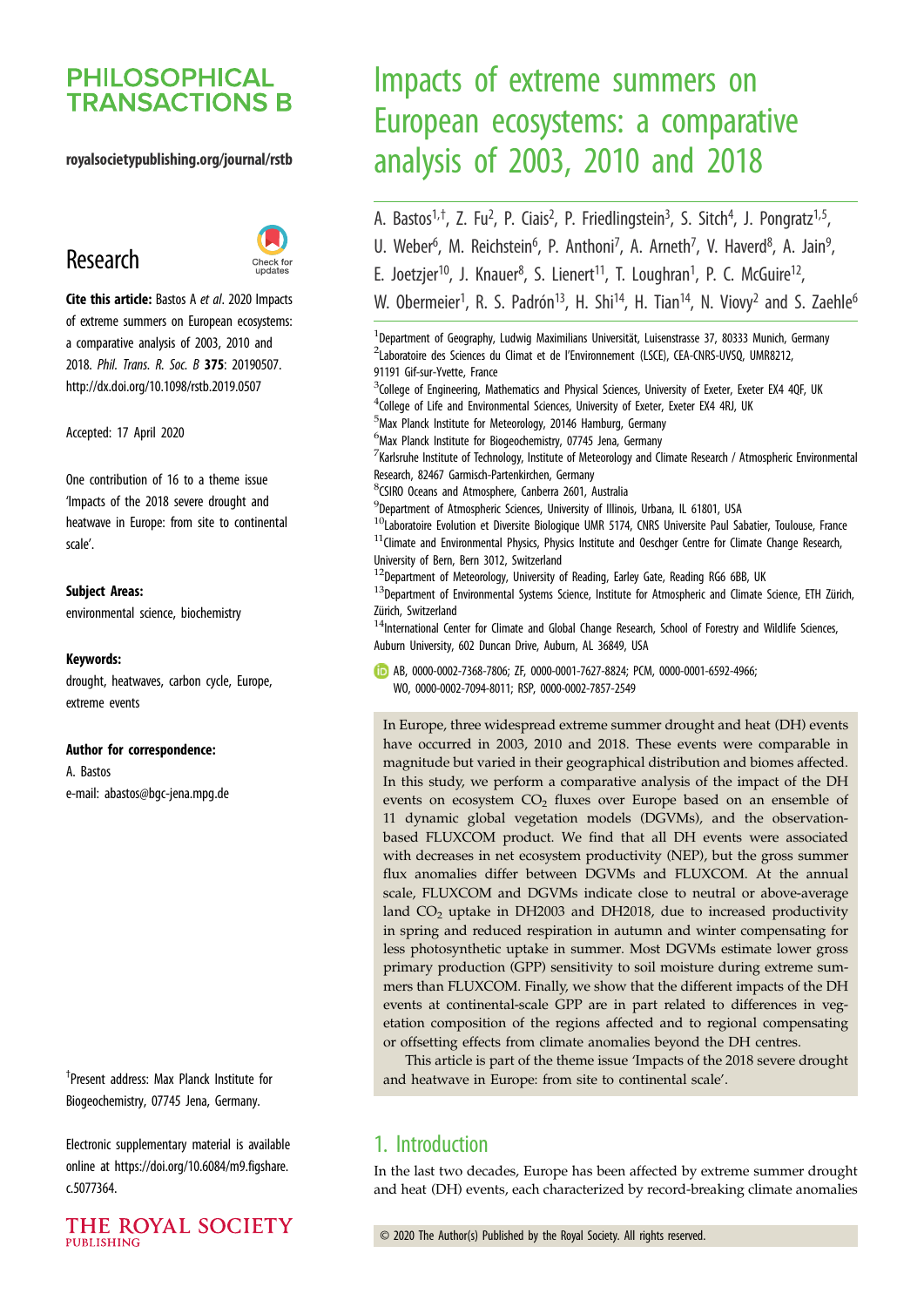# Impacts of extreme summers on European ecosystems: a comparative analysis of 2003, 2010 and 2018

A. Bastos[1,†], Z. Fu[2], P. Ciais[2], P. Friedlingstein[3], S. Sitch[4], J. Pongratz[1,5], U. Weber[6], M. Reichstein[6], P. Anthoni[7], A. Arneth[7], V. Haverd[8], A. Jain[9], E. Joetzjer[10], J. Knauer[8], S. Lienert[11], T. Loughran[1], P. C. McGuire[12], W. Obermeier[1], R. S. Padrón[13], H. Shi[14], H. Tian[14], N. Viovy[2] and S. Zaehle[6]

[1]Department of Geography, Ludwig Maximilians Universität, Luisenstrasse 37, 80333 Munich, Germany
[2]Laboratoire des Sciences du Climat et de l'Environnement (LSCE), CEA-CNRS-UVSQ, UMR8212, 91191 Gif-sur-Yvette, France
[3]College of Engineering, Mathematics and Physical Sciences, University of Exeter, Exeter EX4 4QF, UK
[4]College of Life and Environmental Sciences, University of Exeter, Exeter EX4 4RJ, UK
[5]Max Planck Institute for Meteorology, 20146 Hamburg, Germany
[6]Max Planck Institute for Biogeochemistry, 07745 Jena, Germany
[7]Karlsruhe Institute of Technology, Institute of Meteorology and Climate Research / Atmospheric Environmental Research, 82467 Garmisch-Partenkirchen, Germany
[8]CSIRO Oceans and Atmosphere, Canberra 2601, Australia
[9]Department of Atmospheric Sciences, University of Illinois, Urbana, IL 61801, USA
[10]Laboratoire Evolution et Diversite Biologique UMR 5174, CNRS Universite Paul Sabatier, Toulouse, France
[11]Climate and Environmental Physics, Physics Institute and Oeschger Centre for Climate Change Research, University of Bern, Bern 3012, Switzerland
[12]Department of Meteorology, University of Reading, Earley Gate, Reading RG6 6BB, UK
[13]Department of Environmental Systems Science, Institute for Atmospheric and Climate Science, ETH Zürich, Zürich, Switzerland
[14]International Center for Climate and Global Change Research, School of Forestry and Wildlife Sciences, Auburn University, 602 Duncan Drive, Auburn, AL 36849, USA

AB, 0000-0002-7368-7806; ZF, 0000-0001-7627-8824; PCM, 0000-0001-6592-4966; WO, 0000-0002-7094-8011; RSP, 0000-0002-7857-2549

**PHILOSOPHICAL TRANSACTIONS B**

royalsocietypublishing.org/journal/rstb

Research

**Cite this article:** Bastos A *et al*. 2020 Impacts of extreme summers on European ecosystems: a comparative analysis of 2003, 2010 and 2018. *Phil. Trans. R. Soc. B* **375**: 20190507. http://dx.doi.org/10.1098/rstb.2019.0507

Accepted: 17 April 2020

One contribution of 16 to a theme issue 'Impacts of the 2018 severe drought and heatwave in Europe: from site to continental scale'.

**Subject Areas:**
environmental science, biochemistry

**Keywords:**
drought, heatwaves, carbon cycle, Europe, extreme events

**Author for correspondence:**
A. Bastos
e-mail: abastos@bgc-jena.mpg.de

†Present address: Max Planck Institute for Biogeochemistry, 07745 Jena, Germany.

Electronic supplementary material is available online at https://doi.org/10.6084/m9.figshare.c.5077364.

In Europe, three widespread extreme summer drought and heat (DH) events have occurred in 2003, 2010 and 2018. These events were comparable in magnitude but varied in their geographical distribution and biomes affected. In this study, we perform a comparative analysis of the impact of the DH events on ecosystem $CO_2$ fluxes over Europe based on an ensemble of 11 dynamic global vegetation models (DGVMs), and the observation-based FLUXCOM product. We find that all DH events were associated with decreases in net ecosystem productivity (NEP), but the gross summer flux anomalies differ between DGVMs and FLUXCOM. At the annual scale, FLUXCOM and DGVMs indicate close to neutral or above-average land $CO_2$ uptake in DH2003 and DH2018, due to increased productivity in spring and reduced respiration in autumn and winter compensating for less photosynthetic uptake in summer. Most DGVMs estimate lower gross primary production (GPP) sensitivity to soil moisture during extreme summers than FLUXCOM. Finally, we show that the different impacts of the DH events at continental-scale GPP are in part related to differences in vegetation composition of the regions affected and to regional compensating or offsetting effects from climate anomalies beyond the DH centres.

This article is part of the theme issue 'Impacts of the 2018 severe drought and heatwave in Europe: from site to continental scale'.

## 1. Introduction

In the last two decades, Europe has been affected by extreme summer drought and heat (DH) events, each characterized by record-breaking climate anomalies

© 2020 The Author(s) Published by the Royal Society. All rights reserved.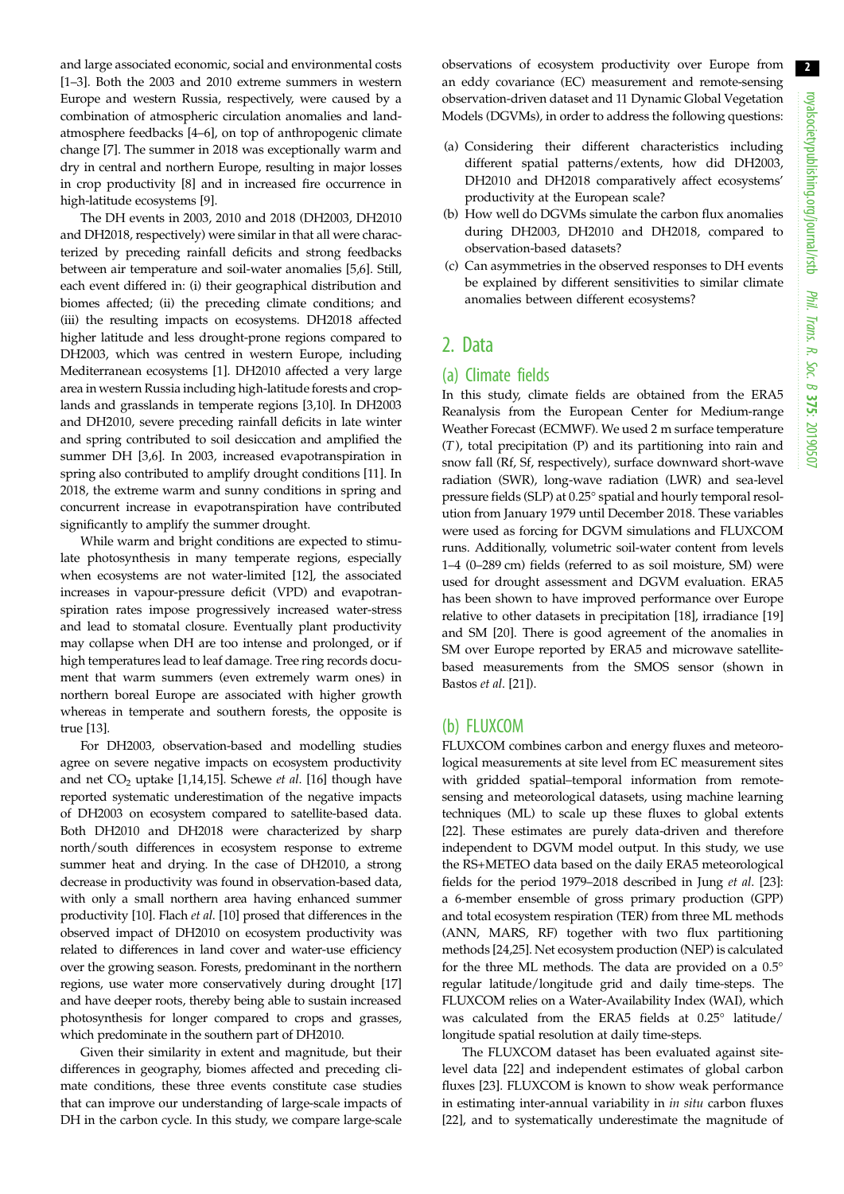and large associated economic, social and environmental costs [1–3]. Both the 2003 and 2010 extreme summers in western Europe and western Russia, respectively, were caused by a combination of atmospheric circulation anomalies and land-atmosphere feedbacks [4–6], on top of anthropogenic climate change [7]. The summer in 2018 was exceptionally warm and dry in central and northern Europe, resulting in major losses in crop productivity [8] and in increased fire occurrence in high-latitude ecosystems [9].

The DH events in 2003, 2010 and 2018 (DH2003, DH2010 and DH2018, respectively) were similar in that all were characterized by preceding rainfall deficits and strong feedbacks between air temperature and soil-water anomalies [5,6]. Still, each event differed in: (i) their geographical distribution and biomes affected; (ii) the preceding climate conditions; and (iii) the resulting impacts on ecosystems. DH2018 affected higher latitude and less drought-prone regions compared to DH2003, which was centred in western Europe, including Mediterranean ecosystems [1]. DH2010 affected a very large area in western Russia including high-latitude forests and croplands and grasslands in temperate regions [3,10]. In DH2003 and DH2010, severe preceding rainfall deficits in late winter and spring contributed to soil desiccation and amplified the summer DH [3,6]. In 2003, increased evapotranspiration in spring also contributed to amplify drought conditions [11]. In 2018, the extreme warm and sunny conditions in spring and concurrent increase in evapotranspiration have contributed significantly to amplify the summer drought.

While warm and bright conditions are expected to stimulate photosynthesis in many temperate regions, especially when ecosystems are not water-limited [12], the associated increases in vapour-pressure deficit (VPD) and evapotranspiration rates impose progressively increased water-stress and lead to stomatal closure. Eventually plant productivity may collapse when DH are too intense and prolonged, or if high temperatures lead to leaf damage. Tree ring records document that warm summers (even extremely warm ones) in northern boreal Europe are associated with higher growth whereas in temperate and southern forests, the opposite is true [13].

For DH2003, observation-based and modelling studies agree on severe negative impacts on ecosystem productivity and net $CO_2$ uptake [1,14,15]. Schewe *et al.* [16] though have reported systematic underestimation of the negative impacts of DH2003 on ecosystem compared to satellite-based data. Both DH2010 and DH2018 were characterized by sharp north/south differences in ecosystem response to extreme summer heat and drying. In the case of DH2010, a strong decrease in productivity was found in observation-based data, with only a small northern area having enhanced summer productivity [10]. Flach *et al.* [10] prosed that differences in the observed impact of DH2010 on ecosystem productivity was related to differences in land cover and water-use efficiency over the growing season. Forests, predominant in the northern regions, use water more conservatively during drought [17] and have deeper roots, thereby being able to sustain increased photosynthesis for longer compared to crops and grasses, which predominate in the southern part of DH2010.

Given their similarity in extent and magnitude, but their differences in geography, biomes affected and preceding climate conditions, these three events constitute case studies that can improve our understanding of large-scale impacts of DH in the carbon cycle. In this study, we compare large-scale observations of ecosystem productivity over Europe from an eddy covariance (EC) measurement and remote-sensing observation-driven dataset and 11 Dynamic Global Vegetation Models (DGVMs), in order to address the following questions:

(a) Considering their different characteristics including different spatial patterns/extents, how did DH2003, DH2010 and DH2018 comparatively affect ecosystems' productivity at the European scale?
(b) How well do DGVMs simulate the carbon flux anomalies during DH2003, DH2010 and DH2018, compared to observation-based datasets?
(c) Can asymmetries in the observed responses to DH events be explained by different sensitivities to similar climate anomalies between different ecosystems?

## 2. Data

### (a) Climate fields

In this study, climate fields are obtained from the ERA5 Reanalysis from the European Center for Medium-range Weather Forecast (ECMWF). We used 2 m surface temperature ($T$), total precipitation (P) and its partitioning into rain and snow fall (Rf, Sf, respectively), surface downward short-wave radiation (SWR), long-wave radiation (LWR) and sea-level pressure fields (SLP) at 0.25° spatial and hourly temporal resolution from January 1979 until December 2018. These variables were used as forcing for DGVM simulations and FLUXCOM runs. Additionally, volumetric soil-water content from levels 1–4 (0–289 cm) fields (referred to as soil moisture, SM) were used for drought assessment and DGVM evaluation. ERA5 has been shown to have improved performance over Europe relative to other datasets in precipitation [18], irradiance [19] and SM [20]. There is good agreement of the anomalies in SM over Europe reported by ERA5 and microwave satellite-based measurements from the SMOS sensor (shown in Bastos *et al.* [21]).

### (b) FLUXCOM

FLUXCOM combines carbon and energy fluxes and meteorological measurements at site level from EC measurement sites with gridded spatial–temporal information from remote-sensing and meteorological datasets, using machine learning techniques (ML) to scale up these fluxes to global extents [22]. These estimates are purely data-driven and therefore independent to DGVM model output. In this study, we use the RS+METEO data based on the daily ERA5 meteorological fields for the period 1979–2018 described in Jung *et al.* [23]: a 6-member ensemble of gross primary production (GPP) and total ecosystem respiration (TER) from three ML methods (ANN, MARS, RF) together with two flux partitioning methods [24,25]. Net ecosystem production (NEP) is calculated for the three ML methods. The data are provided on a 0.5° regular latitude/longitude grid and daily time-steps. The FLUXCOM relies on a Water-Availability Index (WAI), which was calculated from the ERA5 fields at 0.25° latitude/longitude spatial resolution at daily time-steps.

The FLUXCOM dataset has been evaluated against site-level data [22] and independent estimates of global carbon fluxes [23]. FLUXCOM is known to show weak performance in estimating inter-annual variability in *in situ* carbon fluxes [22], and to systematically underestimate the magnitude of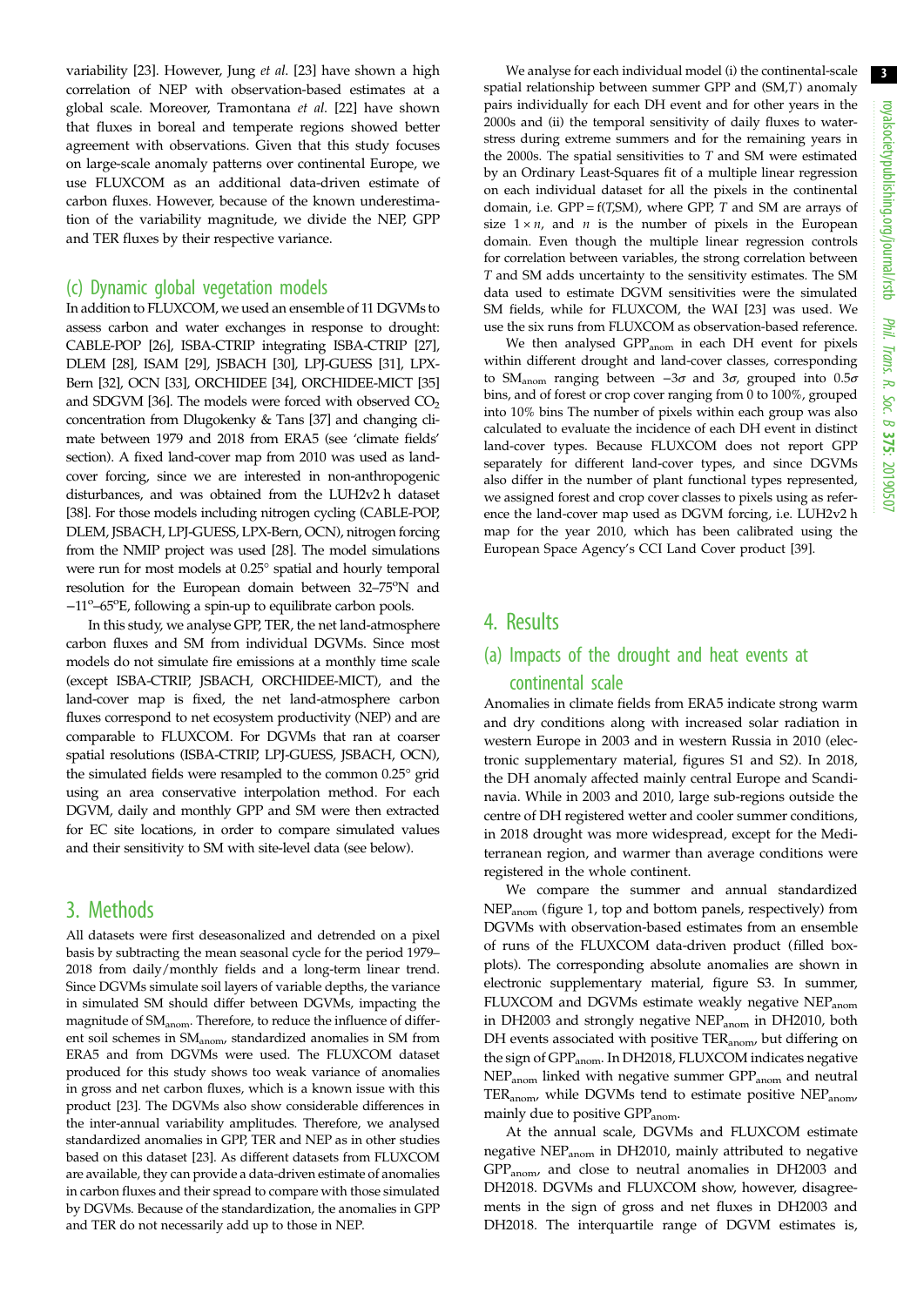variability [23]. However, Jung *et al.* [23] have shown a high correlation of NEP with observation-based estimates at a global scale. Moreover, Tramontana *et al.* [22] have shown that fluxes in boreal and temperate regions showed better agreement with observations. Given that this study focuses on large-scale anomaly patterns over continental Europe, we use FLUXCOM as an additional data-driven estimate of carbon fluxes. However, because of the known underestimation of the variability magnitude, we divide the NEP, GPP and TER fluxes by their respective variance.

### (c) Dynamic global vegetation models

In addition to FLUXCOM, we used an ensemble of 11 DGVMs to assess carbon and water exchanges in response to drought: CABLE-POP [26], ISBA-CTRIP integrating ISBA-CTRIP [27], DLEM [28], ISAM [29], JSBACH [30], LPJ-GUESS [31], LPX-Bern [32], OCN [33], ORCHIDEE [34], ORCHIDEE-MICT [35] and SDGVM [36]. The models were forced with observed $CO_2$ concentration from Dlugokenky & Tans [37] and changing climate between 1979 and 2018 from ERA5 (see 'climate fields' section). A fixed land-cover map from 2010 was used as land-cover forcing, since we are interested in non-anthropogenic disturbances, and was obtained from the LUH2v2 h dataset [38]. For those models including nitrogen cycling (CABLE-POP, DLEM, JSBACH, LPJ-GUESS, LPX-Bern, OCN), nitrogen forcing from the NMIP project was used [28]. The model simulations were run for most models at 0.25° spatial and hourly temporal resolution for the European domain between 32–75°N and −11°–65°E, following a spin-up to equilibrate carbon pools.

In this study, we analyse GPP, TER, the net land-atmosphere carbon fluxes and SM from individual DGVMs. Since most models do not simulate fire emissions at a monthly time scale (except ISBA-CTRIP, JSBACH, ORCHIDEE-MICT), and the land-cover map is fixed, the net land-atmosphere carbon fluxes correspond to net ecosystem productivity (NEP) and are comparable to FLUXCOM. For DGVMs that ran at coarser spatial resolutions (ISBA-CTRIP, LPJ-GUESS, JSBACH, OCN), the simulated fields were resampled to the common 0.25° grid using an area conservative interpolation method. For each DGVM, daily and monthly GPP and SM were then extracted for EC site locations, in order to compare simulated values and their sensitivity to SM with site-level data (see below).

## 3. Methods

All datasets were first deseasonalized and detrended on a pixel basis by subtracting the mean seasonal cycle for the period 1979–2018 from daily/monthly fields and a long-term linear trend. Since DGVMs simulate soil layers of variable depths, the variance in simulated SM should differ between DGVMs, impacting the magnitude of $SM_{anom}$. Therefore, to reduce the influence of different soil schemes in $SM_{anom}$, standardized anomalies in SM from ERA5 and from DGVMs were used. The FLUXCOM dataset produced for this study shows too weak variance of anomalies in gross and net carbon fluxes, which is a known issue with this product [23]. The DGVMs also show considerable differences in the inter-annual variability amplitudes. Therefore, we analysed standardized anomalies in GPP, TER and NEP as in other studies based on this dataset [23]. As different datasets from FLUXCOM are available, they can provide a data-driven estimate of anomalies in carbon fluxes and their spread to compare with those simulated by DGVMs. Because of the standardization, the anomalies in GPP and TER do not necessarily add up to those in NEP.

We analyse for each individual model (i) the continental-scale spatial relationship between summer GPP and (SM,$T$) anomaly pairs individually for each DH event and for other years in the 2000s and (ii) the temporal sensitivity of daily fluxes to water-stress during extreme summers and for the remaining years in the 2000s. The spatial sensitivities to $T$ and SM were estimated by an Ordinary Least-Squares fit of a multiple linear regression on each individual dataset for all the pixels in the continental domain, i.e. GPP = f($T$,SM), where GPP, $T$ and SM are arrays of size $1 \times n$, and $n$ is the number of pixels in the European domain. Even though the multiple linear regression controls for correlation between variables, the strong correlation between $T$ and SM adds uncertainty to the sensitivity estimates. The SM data used to estimate DGVM sensitivities were the simulated SM fields, while for FLUXCOM, the WAI [23] was used. We use the six runs from FLUXCOM as observation-based reference.

We then analysed $GPP_{anom}$ in each DH event for pixels within different drought and land-cover classes, corresponding to $SM_{anom}$ ranging between $-3\sigma$ and $3\sigma$, grouped into $0.5\sigma$ bins, and of forest or crop cover ranging from 0 to 100%, grouped into 10% bins The number of pixels within each group was also calculated to evaluate the incidence of each DH event in distinct land-cover types. Because FLUXCOM does not report GPP separately for different land-cover types, and since DGVMs also differ in the number of plant functional types represented, we assigned forest and crop cover classes to pixels using as reference the land-cover map used as DGVM forcing, i.e. LUH2v2 h map for the year 2010, which has been calibrated using the European Space Agency's CCI Land Cover product [39].

## 4. Results

### (a) Impacts of the drought and heat events at continental scale

Anomalies in climate fields from ERA5 indicate strong warm and dry conditions along with increased solar radiation in western Europe in 2003 and in western Russia in 2010 (electronic supplementary material, figures S1 and S2). In 2018, the DH anomaly affected mainly central Europe and Scandinavia. While in 2003 and 2010, large sub-regions outside the centre of DH registered wetter and cooler summer conditions, in 2018 drought was more widespread, except for the Mediterranean region, and warmer than average conditions were registered in the whole continent.

We compare the summer and annual standardized $NEP_{anom}$ (figure 1, top and bottom panels, respectively) from DGVMs with observation-based estimates from an ensemble of runs of the FLUXCOM data-driven product (filled boxplots). The corresponding absolute anomalies are shown in electronic supplementary material, figure S3. In summer, FLUXCOM and DGVMs estimate weakly negative $NEP_{anom}$ in DH2003 and strongly negative $NEP_{anom}$ in DH2010, both DH events associated with positive $TER_{anom}$, but differing on the sign of $GPP_{anom}$. In DH2018, FLUXCOM indicates negative $NEP_{anom}$ linked with negative summer $GPP_{anom}$ and neutral $TER_{anom}$, while DGVMs tend to estimate positive $NEP_{anom}$, mainly due to positive $GPP_{anom}$.

At the annual scale, DGVMs and FLUXCOM estimate negative $NEP_{anom}$ in DH2010, mainly attributed to negative $GPP_{anom}$, and close to neutral anomalies in DH2003 and DH2018. DGVMs and FLUXCOM show, however, disagreements in the sign of gross and net fluxes in DH2003 and DH2018. The interquartile range of DGVM estimates is,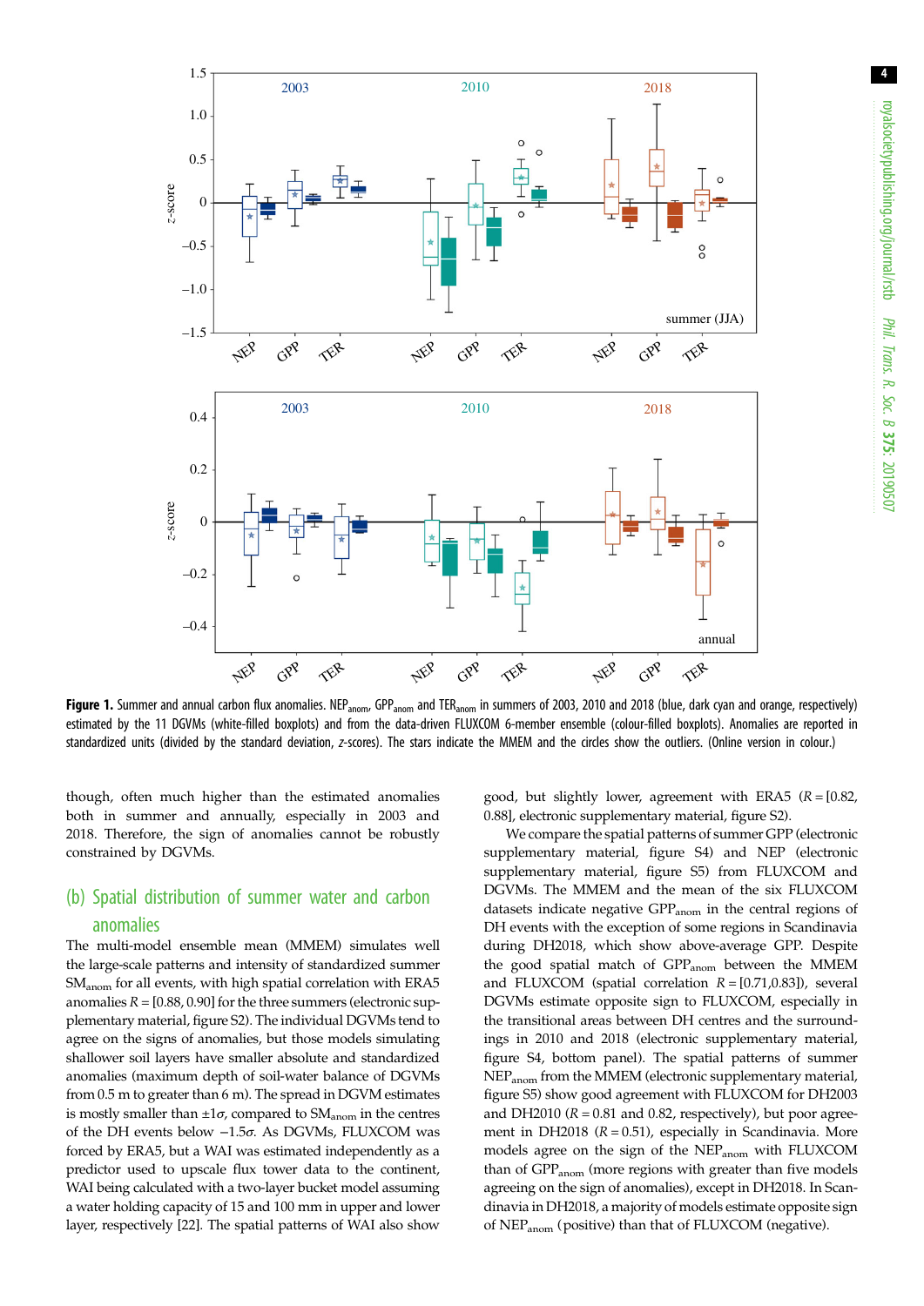**Figure 1.** Summer and annual carbon flux anomalies. $NEP_{anom}$, $GPP_{anom}$ and $TER_{anom}$ in summers of 2003, 2010 and 2018 (blue, dark cyan and orange, respectively) estimated by the 11 DGVMs (white-filled boxplots) and from the data-driven FLUXCOM 6-member ensemble (colour-filled boxplots). Anomalies are reported in standardized units (divided by the standard deviation, *z*-scores). The stars indicate the MMEM and the circles show the outliers. (Online version in colour.)

though, often much higher than the estimated anomalies both in summer and annually, especially in 2003 and 2018. Therefore, the sign of anomalies cannot be robustly constrained by DGVMs.

## (b) Spatial distribution of summer water and carbon anomalies

The multi-model ensemble mean (MMEM) simulates well the large-scale patterns and intensity of standardized summer $SM_{anom}$ for all events, with high spatial correlation with ERA5 anomalies $R = [0.88, 0.90]$ for the three summers (electronic supplementary material, figure S2). The individual DGVMs tend to agree on the signs of anomalies, but those models simulating shallower soil layers have smaller absolute and standardized anomalies (maximum depth of soil-water balance of DGVMs from 0.5 m to greater than 6 m). The spread in DGVM estimates is mostly smaller than $\pm 1\sigma$, compared to $SM_{anom}$ in the centres of the DH events below $-1.5\sigma$. As DGVMs, FLUXCOM was forced by ERA5, but a WAI was estimated independently as a predictor used to upscale flux tower data to the continent, WAI being calculated with a two-layer bucket model assuming a water holding capacity of 15 and 100 mm in upper and lower layer, respectively [22]. The spatial patterns of WAI also show good, but slightly lower, agreement with ERA5 ($R = [0.82, 0.88]$, electronic supplementary material, figure S2).

We compare the spatial patterns of summer GPP (electronic supplementary material, figure S4) and NEP (electronic supplementary material, figure S5) from FLUXCOM and DGVMs. The MMEM and the mean of the six FLUXCOM datasets indicate negative $GPP_{anom}$ in the central regions of DH events with the exception of some regions in Scandinavia during DH2018, which show above-average GPP. Despite the good spatial match of $GPP_{anom}$ between the MMEM and FLUXCOM (spatial correlation $R = [0.71, 0.83]$), several DGVMs estimate opposite sign to FLUXCOM, especially in the transitional areas between DH centres and the surroundings in 2010 and 2018 (electronic supplementary material, figure S4, bottom panel). The spatial patterns of summer $NEP_{anom}$ from the MMEM (electronic supplementary material, figure S5) show good agreement with FLUXCOM for DH2003 and DH2010 ($R = 0.81$ and $0.82$, respectively), but poor agreement in DH2018 ($R = 0.51$), especially in Scandinavia. More models agree on the sign of the $NEP_{anom}$ with FLUXCOM than of $GPP_{anom}$ (more regions with greater than five models agreeing on the sign of anomalies), except in DH2018. In Scandinavia in DH2018, a majority of models estimate opposite sign of $NEP_{anom}$ (positive) than that of FLUXCOM (negative).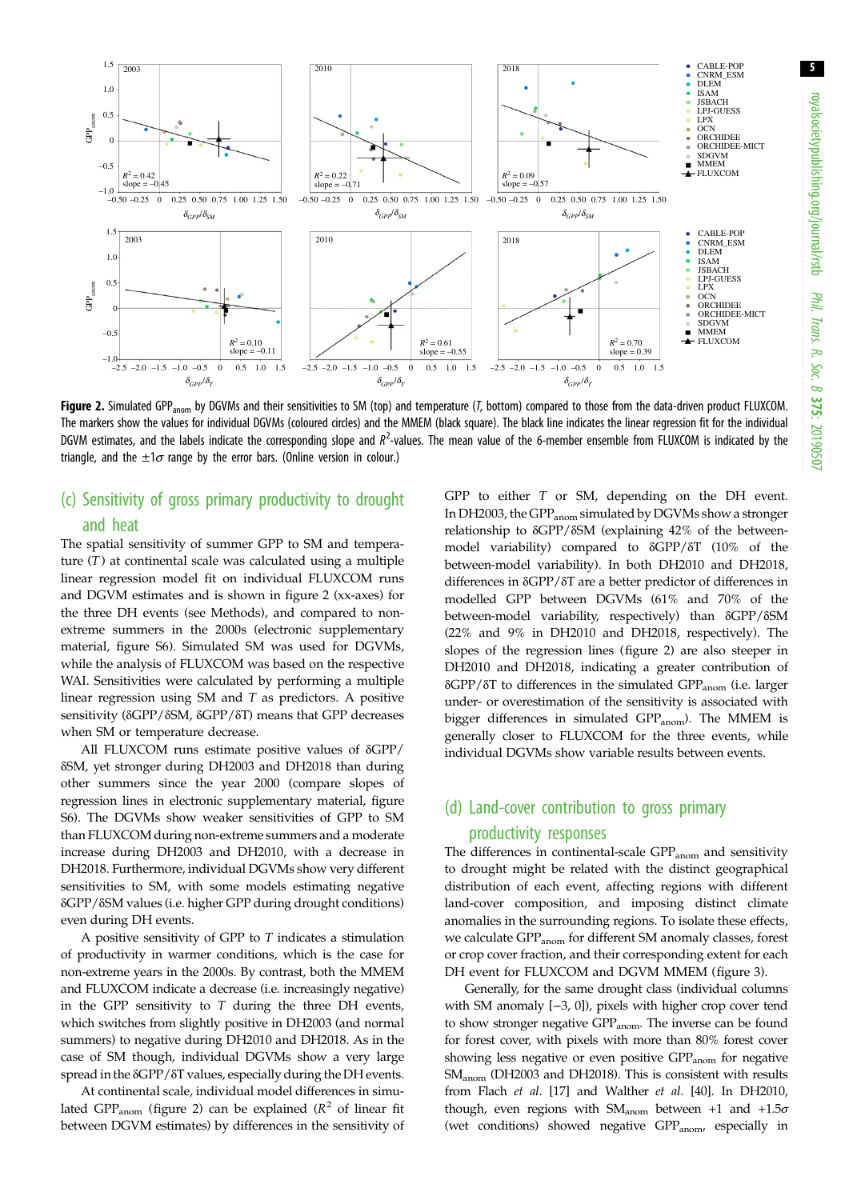**Figure 2.** Simulated $GPP_{anom}$ by DGVMs and their sensitivities to SM (top) and temperature (*T*, bottom) compared to those from the data-driven product FLUXCOM. The markers show the values for individual DGVMs (coloured circles) and the MMEM (black square). The black line indicates the linear regression fit for the individual DGVM estimates, and the labels indicate the corresponding slope and $R^2$-values. The mean value of the 6-member ensemble from FLUXCOM is indicated by the triangle, and the $\pm 1\sigma$ range by the error bars. (Online version in colour.)

## (c) Sensitivity of gross primary productivity to drought and heat

The spatial sensitivity of summer GPP to SM and temperature (*T*) at continental scale was calculated using a multiple linear regression model fit on individual FLUXCOM runs and DGVM estimates and is shown in figure 2 (xx-axes) for the three DH events (see Methods), and compared to non-extreme summers in the 2000s (electronic supplementary material, figure S6). Simulated SM was used for DGVMs, while the analysis of FLUXCOM was based on the respective WAI. Sensitivities were calculated by performing a multiple linear regression using SM and *T* as predictors. A positive sensitivity ($\delta GPP/\delta SM$, $\delta GPP/\delta T$) means that GPP decreases when SM or temperature decrease.

All FLUXCOM runs estimate positive values of $\delta GPP/\delta SM$, yet stronger during DH2003 and DH2018 than during other summers since the year 2000 (compare slopes of regression lines in electronic supplementary material, figure S6). The DGVMs show weaker sensitivities of GPP to SM than FLUXCOM during non-extreme summers and a moderate increase during DH2003 and DH2010, with a decrease in DH2018. Furthermore, individual DGVMs show very different sensitivities to SM, with some models estimating negative $\delta GPP/\delta SM$ values (i.e. higher GPP during drought conditions) even during DH events.

A positive sensitivity of GPP to *T* indicates a stimulation of productivity in warmer conditions, which is the case for non-extreme years in the 2000s. By contrast, both the MMEM and FLUXCOM indicate a decrease (i.e. increasingly negative) in the GPP sensitivity to *T* during the three DH events, which switches from slightly positive in DH2003 (and normal summers) to negative during DH2010 and DH2018. As in the case of SM though, individual DGVMs show a very large spread in the $\delta GPP/\delta T$ values, especially during the DH events.

At continental scale, individual model differences in simulated $GPP_{anom}$ (figure 2) can be explained ($R^2$ of linear fit between DGVM estimates) by differences in the sensitivity of GPP to either *T* or SM, depending on the DH event. In DH2003, the $GPP_{anom}$ simulated by DGVMs show a stronger relationship to $\delta GPP/\delta SM$ (explaining 42% of the between-model variability) compared to $\delta GPP/\delta T$ (10% of the between-model variability). In both DH2010 and DH2018, differences in $\delta GPP/\delta T$ are a better predictor of differences in modelled GPP between DGVMs (61% and 70% of the between-model variability, respectively) than $\delta GPP/\delta SM$ (22% and 9% in DH2010 and DH2018, respectively). The slopes of the regression lines (figure 2) are also steeper in DH2010 and DH2018, indicating a greater contribution of $\delta GPP/\delta T$ to differences in the simulated $GPP_{anom}$ (i.e. larger under- or overestimation of the sensitivity is associated with bigger differences in simulated $GPP_{anom}$). The MMEM is generally closer to FLUXCOM for the three events, while individual DGVMs show variable results between events.

## (d) Land-cover contribution to gross primary productivity responses

The differences in continental-scale $GPP_{anom}$ and sensitivity to drought might be related with the distinct geographical distribution of each event, affecting regions with different land-cover composition, and imposing distinct climate anomalies in the surrounding regions. To isolate these effects, we calculate $GPP_{anom}$ for different SM anomaly classes, forest or crop cover fraction, and their corresponding extent for each DH event for FLUXCOM and DGVM MMEM (figure 3).

Generally, for the same drought class (individual columns with SM anomaly [−3, 0]), pixels with higher crop cover tend to show stronger negative $GPP_{anom}$. The inverse can be found for forest cover, with pixels with more than 80% forest cover showing less negative or even positive $GPP_{anom}$ for negative $SM_{anom}$ (DH2003 and DH2018). This is consistent with results from Flach *et al.* [17] and Walther *et al.* [40]. In DH2010, though, even regions with $SM_{anom}$ between +1 and +1.5$\sigma$ (wet conditions) showed negative $GPP_{anom}$, especially in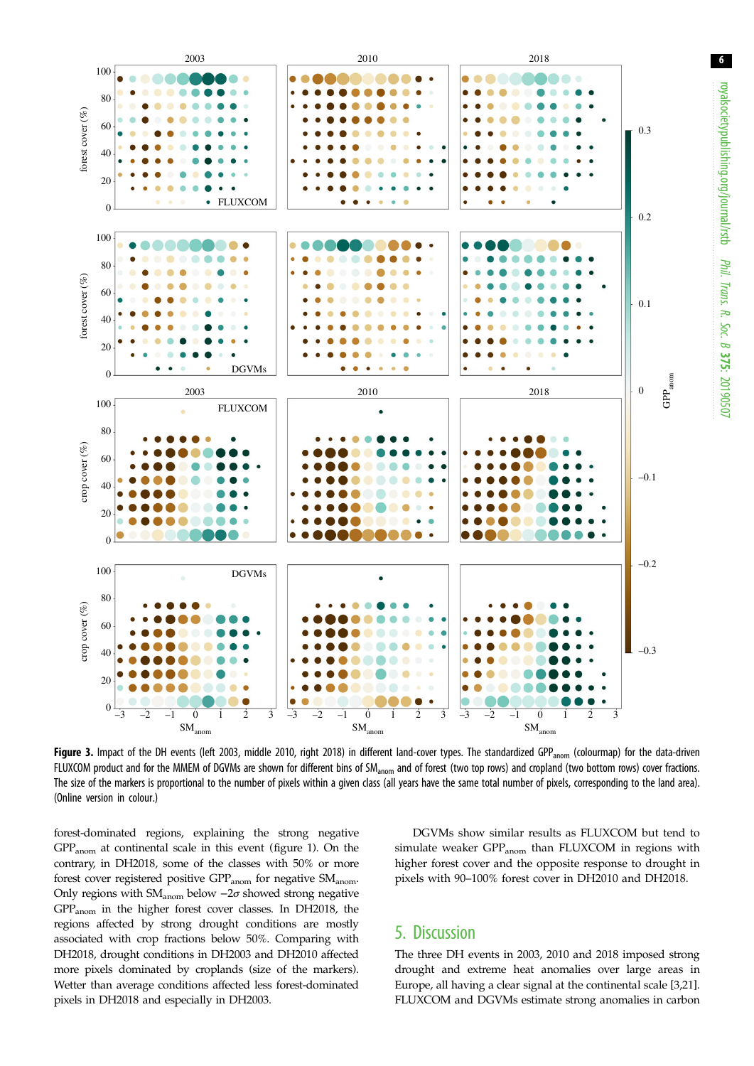**Figure 3.** Impact of the DH events (left 2003, middle 2010, right 2018) in different land-cover types. The standardized $GPP_{anom}$ (colourmap) for the data-driven FLUXCOM product and for the MMEM of DGVMs are shown for different bins of $SM_{anom}$ and of forest (two top rows) and cropland (two bottom rows) cover fractions. The size of the markers is proportional to the number of pixels within a given class (all years have the same total number of pixels, corresponding to the land area). (Online version in colour.)

forest-dominated regions, explaining the strong negative $GPP_{anom}$ at continental scale in this event (figure 1). On the contrary, in DH2018, some of the classes with 50% or more forest cover registered positive $GPP_{anom}$ for negative $SM_{anom}$. Only regions with $SM_{anom}$ below $-2\sigma$ showed strong negative $GPP_{anom}$ in the higher forest cover classes. In DH2018, the regions affected by strong drought conditions are mostly associated with crop fractions below 50%. Comparing with DH2018, drought conditions in DH2003 and DH2010 affected more pixels dominated by croplands (size of the markers). Wetter than average conditions affected less forest-dominated pixels in DH2018 and especially in DH2003.

DGVMs show similar results as FLUXCOM but tend to simulate weaker $GPP_{anom}$ than FLUXCOM in regions with higher forest cover and the opposite response to drought in pixels with 90–100% forest cover in DH2010 and DH2018.

## 5. Discussion

The three DH events in 2003, 2010 and 2018 imposed strong drought and extreme heat anomalies over large areas in Europe, all having a clear signal at the continental scale [3,21]. FLUXCOM and DGVMs estimate strong anomalies in carbon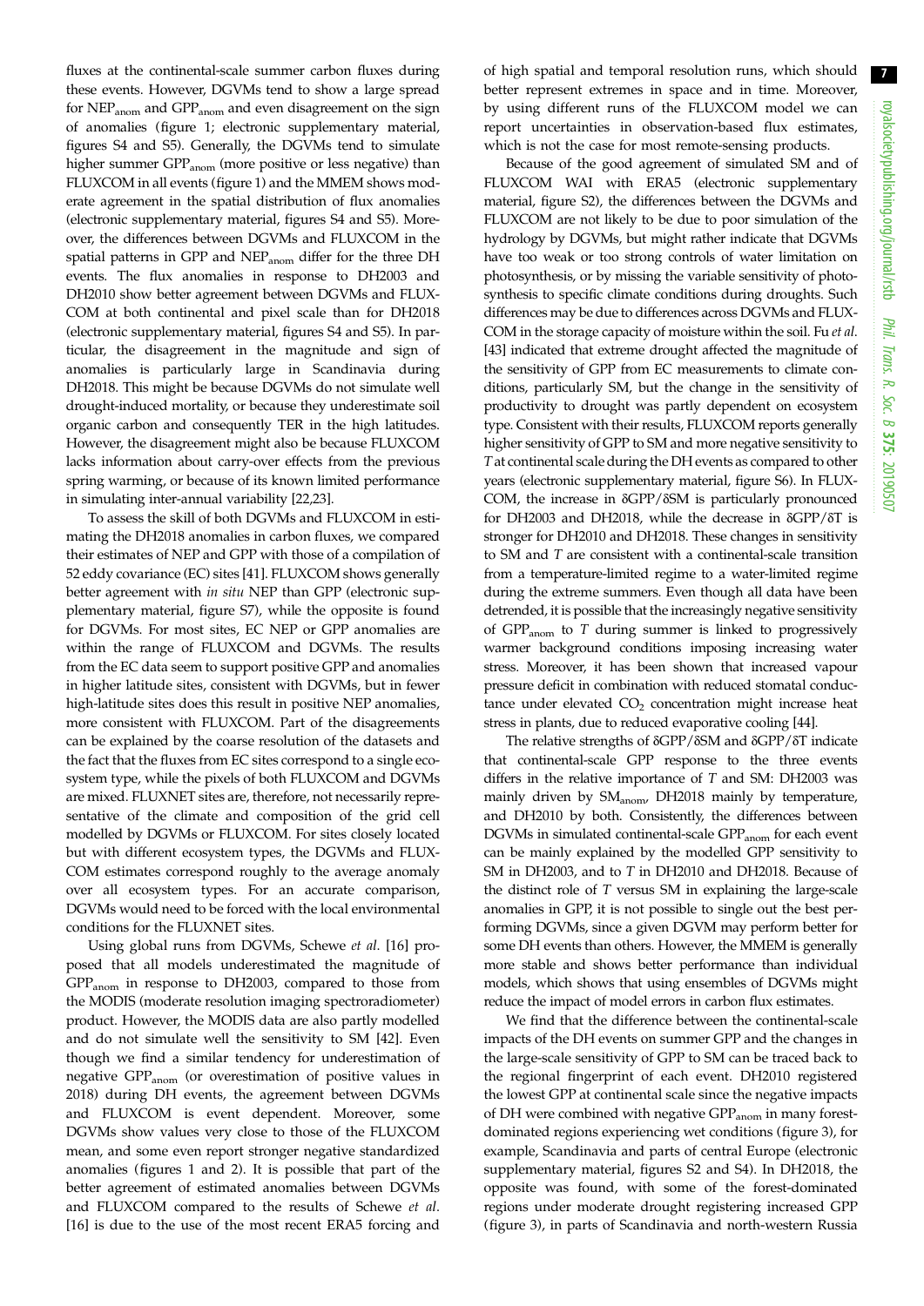fluxes at the continental-scale summer carbon fluxes during these events. However, DGVMs tend to show a large spread for $NEP_{anom}$ and $GPP_{anom}$ and even disagreement on the sign of anomalies (figure 1; electronic supplementary material, figures S4 and S5). Generally, the DGVMs tend to simulate higher summer $GPP_{anom}$ (more positive or less negative) than FLUXCOM in all events (figure 1) and the MMEM shows moderate agreement in the spatial distribution of flux anomalies (electronic supplementary material, figures S4 and S5). Moreover, the differences between DGVMs and FLUXCOM in the spatial patterns in GPP and $NEP_{anom}$ differ for the three DH events. The flux anomalies in response to DH2003 and DH2010 show better agreement between DGVMs and FLUXCOM at both continental and pixel scale than for DH2018 (electronic supplementary material, figures S4 and S5). In particular, the disagreement in the magnitude and sign of anomalies is particularly large in Scandinavia during DH2018. This might be because DGVMs do not simulate well drought-induced mortality, or because they underestimate soil organic carbon and consequently TER in the high latitudes. However, the disagreement might also be because FLUXCOM lacks information about carry-over effects from the previous spring warming, or because of its known limited performance in simulating inter-annual variability [22,23].

To assess the skill of both DGVMs and FLUXCOM in estimating the DH2018 anomalies in carbon fluxes, we compared their estimates of NEP and GPP with those of a compilation of 52 eddy covariance (EC) sites [41]. FLUXCOM shows generally better agreement with *in situ* NEP than GPP (electronic supplementary material, figure S7), while the opposite is found for DGVMs. For most sites, EC NEP or GPP anomalies are within the range of FLUXCOM and DGVMs. The results from the EC data seem to support positive GPP and anomalies in higher latitude sites, consistent with DGVMs, but in fewer high-latitude sites does this result in positive NEP anomalies, more consistent with FLUXCOM. Part of the disagreements can be explained by the coarse resolution of the datasets and the fact that the fluxes from EC sites correspond to a single ecosystem type, while the pixels of both FLUXCOM and DGVMs are mixed. FLUXNET sites are, therefore, not necessarily representative of the climate and composition of the grid cell modelled by DGVMs or FLUXCOM. For sites closely located but with different ecosystem types, the DGVMs and FLUXCOM estimates correspond roughly to the average anomaly over all ecosystem types. For an accurate comparison, DGVMs would need to be forced with the local environmental conditions for the FLUXNET sites.

Using global runs from DGVMs, Schewe *et al.* [16] proposed that all models underestimated the magnitude of $GPP_{anom}$ in response to DH2003, compared to those from the MODIS (moderate resolution imaging spectroradiometer) product. However, the MODIS data are also partly modelled and do not simulate well the sensitivity to SM [42]. Even though we find a similar tendency for underestimation of negative $GPP_{anom}$ (or overestimation of positive values in 2018) during DH events, the agreement between DGVMs and FLUXCOM is event dependent. Moreover, some DGVMs show values very close to those of the FLUXCOM mean, and some even report stronger negative standardized anomalies (figures 1 and 2). It is possible that part of the better agreement of estimated anomalies between DGVMs and FLUXCOM compared to the results of Schewe *et al.* [16] is due to the use of the most recent ERA5 forcing and of high spatial and temporal resolution runs, which should better represent extremes in space and in time. Moreover, by using different runs of the FLUXCOM model we can report uncertainties in observation-based flux estimates, which is not the case for most remote-sensing products.

Because of the good agreement of simulated SM and of FLUXCOM WAI with ERA5 (electronic supplementary material, figure S2), the differences between the DGVMs and FLUXCOM are not likely to be due to poor simulation of the hydrology by DGVMs, but might rather indicate that DGVMs have too weak or too strong controls of water limitation on photosynthesis, or by missing the variable sensitivity of photosynthesis to specific climate conditions during droughts. Such differences may be due to differences across DGVMs and FLUXCOM in the storage capacity of moisture within the soil. Fu *et al.* [43] indicated that extreme drought affected the magnitude of the sensitivity of GPP from EC measurements to climate conditions, particularly SM, but the change in the sensitivity of productivity to drought was partly dependent on ecosystem type. Consistent with their results, FLUXCOM reports generally higher sensitivity of GPP to SM and more negative sensitivity to $T$ at continental scale during the DH events as compared to other years (electronic supplementary material, figure S6). In FLUXCOM, the increase in $\delta GPP/\delta SM$ is particularly pronounced for DH2003 and DH2018, while the decrease in $\delta GPP/\delta T$ is stronger for DH2010 and DH2018. These changes in sensitivity to SM and $T$ are consistent with a continental-scale transition from a temperature-limited regime to a water-limited regime during the extreme summers. Even though all data have been detrended, it is possible that the increasingly negative sensitivity of $GPP_{anom}$ to $T$ during summer is linked to progressively warmer background conditions imposing increasing water stress. Moreover, it has been shown that increased vapour pressure deficit in combination with reduced stomatal conductance under elevated $CO_2$ concentration might increase heat stress in plants, due to reduced evaporative cooling [44].

The relative strengths of $\delta GPP/\delta SM$ and $\delta GPP/\delta T$ indicate that continental-scale GPP response to the three events differs in the relative importance of $T$ and SM: DH2003 was mainly driven by $SM_{anom}$, DH2018 mainly by temperature, and DH2010 by both. Consistently, the differences between DGVMs in simulated continental-scale $GPP_{anom}$ for each event can be mainly explained by the modelled GPP sensitivity to SM in DH2003, and to $T$ in DH2010 and DH2018. Because of the distinct role of $T$ versus SM in explaining the large-scale anomalies in GPP, it is not possible to single out the best performing DGVMs, since a given DGVM may perform better for some DH events than others. However, the MMEM is generally more stable and shows better performance than individual models, which shows that using ensembles of DGVMs might reduce the impact of model errors in carbon flux estimates.

We find that the difference between the continental-scale impacts of the DH events on summer GPP and the changes in the large-scale sensitivity of GPP to SM can be traced back to the regional fingerprint of each event. DH2010 registered the lowest GPP at continental scale since the negative impacts of DH were combined with negative $GPP_{anom}$ in many forest-dominated regions experiencing wet conditions (figure 3), for example, Scandinavia and parts of central Europe (electronic supplementary material, figures S2 and S4). In DH2018, the opposite was found, with some of the forest-dominated regions under moderate drought registering increased GPP (figure 3), in parts of Scandinavia and north-western Russia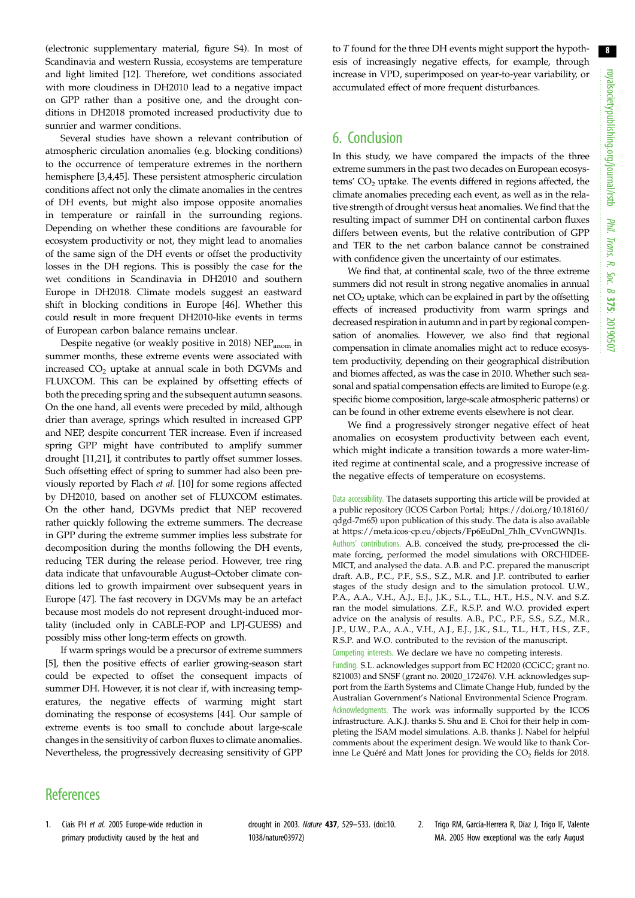(electronic supplementary material, figure S4). In most of Scandinavia and western Russia, ecosystems are temperature and light limited [12]. Therefore, wet conditions associated with more cloudiness in DH2010 lead to a negative impact on GPP rather than a positive one, and the drought conditions in DH2018 promoted increased productivity due to sunnier and warmer conditions.

Several studies have shown a relevant contribution of atmospheric circulation anomalies (e.g. blocking conditions) to the occurrence of temperature extremes in the northern hemisphere [3,4,45]. These persistent atmospheric circulation conditions affect not only the climate anomalies in the centres of DH events, but might also impose opposite anomalies in temperature or rainfall in the surrounding regions. Depending on whether these conditions are favourable for ecosystem productivity or not, they might lead to anomalies of the same sign of the DH events or offset the productivity losses in the DH regions. This is possibly the case for the wet conditions in Scandinavia in DH2010 and southern Europe in DH2018. Climate models suggest an eastward shift in blocking conditions in Europe [46]. Whether this could result in more frequent DH2010-like events in terms of European carbon balance remains unclear.

Despite negative (or weakly positive in 2018) $NEP_{anom}$ in summer months, these extreme events were associated with increased $CO_2$ uptake at annual scale in both DGVMs and FLUXCOM. This can be explained by offsetting effects of both the preceding spring and the subsequent autumn seasons. On the one hand, all events were preceded by mild, although drier than average, springs which resulted in increased GPP and NEP, despite concurrent TER increase. Even if increased spring GPP might have contributed to amplify summer drought [11,21], it contributes to partly offset summer losses. Such offsetting effect of spring to summer had also been previously reported by Flach *et al.* [10] for some regions affected by DH2010, based on another set of FLUXCOM estimates. On the other hand, DGVMs predict that NEP recovered rather quickly following the extreme summers. The decrease in GPP during the extreme summer implies less substrate for decomposition during the months following the DH events, reducing TER during the release period. However, tree ring data indicate that unfavourable August–October climate conditions led to growth impairment over subsequent years in Europe [47]. The fast recovery in DGVMs may be an artefact because most models do not represent drought-induced mortality (included only in CABLE-POP and LPJ-GUESS) and possibly miss other long-term effects on growth.

If warm springs would be a precursor of extreme summers [5], then the positive effects of earlier growing-season start could be expected to offset the consequent impacts of summer DH. However, it is not clear if, with increasing temperatures, the negative effects of warming might start dominating the response of ecosystems [44]. Our sample of extreme events is too small to conclude about large-scale changes in the sensitivity of carbon fluxes to climate anomalies. Nevertheless, the progressively decreasing sensitivity of GPP to *T* found for the three DH events might support the hypothesis of increasingly negative effects, for example, through increase in VPD, superimposed on year-to-year variability, or accumulated effect of more frequent disturbances.

## 6. Conclusion

In this study, we have compared the impacts of the three extreme summers in the past two decades on European ecosystems' $CO_2$ uptake. The events differed in regions affected, the climate anomalies preceding each event, as well as in the relative strength of drought versus heat anomalies. We find that the resulting impact of summer DH on continental carbon fluxes differs between events, but the relative contribution of GPP and TER to the net carbon balance cannot be constrained with confidence given the uncertainty of our estimates.

We find that, at continental scale, two of the three extreme summers did not result in strong negative anomalies in annual net $CO_2$ uptake, which can be explained in part by the offsetting effects of increased productivity from warm springs and decreased respiration in autumn and in part by regional compensation of anomalies. However, we also find that regional compensation in climate anomalies might act to reduce ecosystem productivity, depending on their geographical distribution and biomes affected, as was the case in 2010. Whether such seasonal and spatial compensation effects are limited to Europe (e.g. specific biome composition, large-scale atmospheric patterns) or can be found in other extreme events elsewhere is not clear.

We find a progressively stronger negative effect of heat anomalies on ecosystem productivity between each event, which might indicate a transition towards a more water-limited regime at continental scale, and a progressive increase of the negative effects of temperature on ecosystems.

Data accessibility. The datasets supporting this article will be provided at a public repository (ICOS Carbon Portal; https://doi.org/10.18160/qdgd-7m65) upon publication of this study. The data is also available at https://meta.icos-cp.eu/objects/Fp6EuDnl_7hIh_CVvnGWNJ1s.

Authors' contributions. A.B. conceived the study, pre-processed the climate forcing, performed the model simulations with ORCHIDEE-MICT, and analysed the data. A.B. and P.C. prepared the manuscript draft. A.B., P.C., P.F., S.S., S.Z., M.R. and J.P. contributed to earlier stages of the study design and to the simulation protocol. U.W., P.A., A.A., V.H., A.J., E.J., J.K., S.L., T.L., H.T., H.S., N.V. and S.Z. ran the model simulations. Z.F., R.S.P. and W.O. provided expert advice on the analysis of results. A.B., P.C., P.F., S.S., S.Z., M.R., J.P., U.W., P.A., A.A., V.H., A.J., E.J., J.K., S.L., T.L., H.T., H.S., Z.F., R.S.P. and W.O. contributed to the revision of the manuscript.

Competing interests. We declare we have no competing interests.

Funding. S.L. acknowledges support from EC H2020 (CCiCC; grant no. 821003) and SNSF (grant no. 20020_172476). V.H. acknowledges support from the Earth Systems and Climate Change Hub, funded by the Australian Government's National Environmental Science Program.

Acknowledgments. The work was informally supported by the ICOS infrastructure. A.K.J. thanks S. Shu and E. Choi for their help in completing the ISAM model simulations. A.B. thanks J. Nabel for helpful comments about the experiment design. We would like to thank Corinne Le Quéré and Matt Jones for providing the $CO_2$ fields for 2018.

## References

1. Ciais PH *et al.* 2005 Europe-wide reduction in primary productivity caused by the heat and drought in 2003. *Nature* **437**, 529–533. (doi:10.1038/nature03972)
2. Trigo RM, García-Herrera R, Díaz J, Trigo IF, Valente MA. 2005 How exceptional was the early August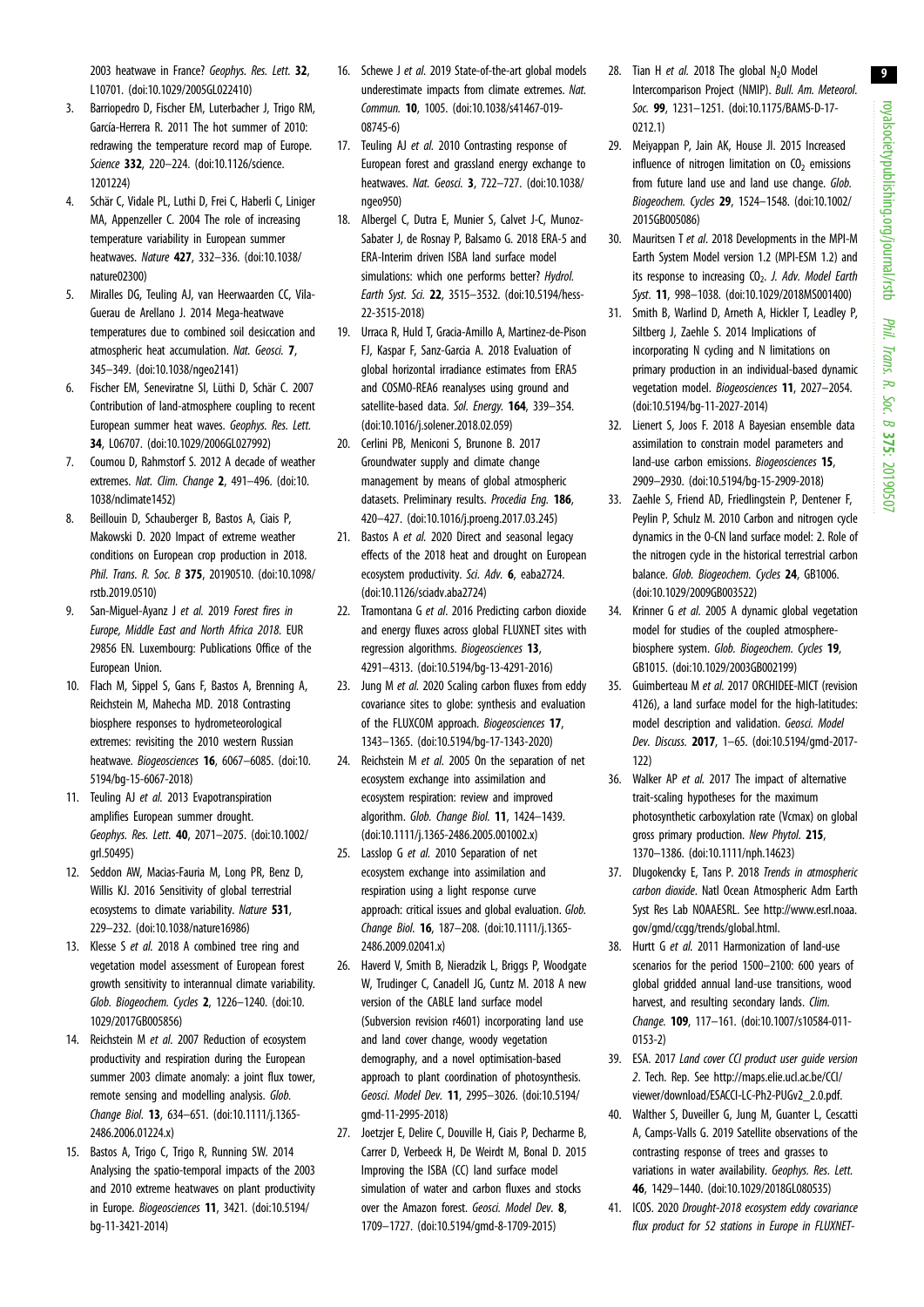2003 heatwave in France? *Geophys. Res. Lett.* **32**, L10701. (doi:10.1029/2005GL022410)

3. Barriopedro D, Fischer EM, Luterbacher J, Trigo RM, García-Herrera R. 2011 The hot summer of 2010: redrawing the temperature record map of Europe. *Science* **332**, 220–224. (doi:10.1126/science.1201224)
4. Schär C, Vidale PL, Luthi D, Frei C, Haberli C, Liniger MA, Appenzeller C. 2004 The role of increasing temperature variability in European summer heatwaves. *Nature* **427**, 332–336. (doi:10.1038/nature02300)
5. Miralles DG, Teuling AJ, van Heerwaarden CC, Vila-Guerau de Arellano J. 2014 Mega-heatwave temperatures due to combined soil desiccation and atmospheric heat accumulation. *Nat. Geosci.* **7**, 345–349. (doi:10.1038/ngeo2141)
6. Fischer EM, Seneviratne SI, Lüthi D, Schär C. 2007 Contribution of land-atmosphere coupling to recent European summer heat waves. *Geophys. Res. Lett.* **34**, L06707. (doi:10.1029/2006GL027992)
7. Coumou D, Rahmstorf S. 2012 A decade of weather extremes. *Nat. Clim. Change* **2**, 491–496. (doi:10.1038/nclimate1452)
8. Beillouin D, Schauberger B, Bastos A, Ciais P, Makowski D. 2020 Impact of extreme weather conditions on European crop production in 2018. *Phil. Trans. R. Soc. B* **375**, 20190510. (doi:10.1098/rstb.2019.0510)
9. San-Miguel-Ayanz J *et al.* 2019 *Forest fires in Europe, Middle East and North Africa 2018.* EUR 29856 EN. Luxembourg: Publications Office of the European Union.
10. Flach M, Sippel S, Gans F, Bastos A, Brenning A, Reichstein M, Mahecha MD. 2018 Contrasting biosphere responses to hydrometeorological extremes: revisiting the 2010 western Russian heatwave. *Biogeosciences* **16**, 6067–6085. (doi:10.5194/bg-15-6067-2018)
11. Teuling AJ *et al.* 2013 Evapotranspiration amplifies European summer drought. *Geophys. Res. Lett.* **40**, 2071–2075. (doi:10.1002/grl.50495)
12. Seddon AW, Macias-Fauria M, Long PR, Benz D, Willis KJ. 2016 Sensitivity of global terrestrial ecosystems to climate variability. *Nature* **531**, 229–232. (doi:10.1038/nature16986)
13. Klesse S *et al.* 2018 A combined tree ring and vegetation model assessment of European forest growth sensitivity to interannual climate variability. *Glob. Biogeochem. Cycles* **2**, 1226–1240. (doi:10.1029/2017GB005856)
14. Reichstein M *et al.* 2007 Reduction of ecosystem productivity and respiration during the European summer 2003 climate anomaly: a joint flux tower, remote sensing and modelling analysis. *Glob. Change Biol.* **13**, 634–651. (doi:10.1111/j.1365-2486.2006.01224.x)
15. Bastos A, Trigo C, Trigo R, Running SW. 2014 Analysing the spatio-temporal impacts of the 2003 and 2010 extreme heatwaves on plant productivity in Europe. *Biogeosciences* **11**, 3421. (doi:10.5194/bg-11-3421-2014)
16. Schewe J *et al.* 2019 State-of-the-art global models underestimate impacts from climate extremes. *Nat. Commun.* **10**, 1005. (doi:10.1038/s41467-019-08745-6)
17. Teuling AJ *et al.* 2010 Contrasting response of European forest and grassland energy exchange to heatwaves. *Nat. Geosci.* **3**, 722–727. (doi:10.1038/ngeo950)
18. Albergel C, Dutra E, Munier S, Calvet J-C, Munoz-Sabater J, de Rosnay P, Balsamo G. 2018 ERA-5 and ERA-Interim driven ISBA land surface model simulations: which one performs better? *Hydrol. Earth Syst. Sci.* **22**, 3515–3532. (doi:10.5194/hess-22-3515-2018)
19. Urraca R, Huld T, Gracia-Amillo A, Martinez-de-Pison FJ, Kaspar F, Sanz-Garcia A. 2018 Evaluation of global horizontal irradiance estimates from ERA5 and COSMO-REA6 reanalyses using ground and satellite-based data. *Sol. Energy.* **164**, 339–354. (doi:10.1016/j.solener.2018.02.059)
20. Cerlini PB, Meniconi S, Brunone B. 2017 Groundwater supply and climate change management by means of global atmospheric datasets. Preliminary results. *Procedia Eng.* **186**, 420–427. (doi:10.1016/j.proeng.2017.03.245)
21. Bastos A *et al.* 2020 Direct and seasonal legacy effects of the 2018 heat and drought on European ecosystem productivity. *Sci. Adv.* **6**, eaba2724. (doi:10.1126/sciadv.aba2724)
22. Tramontana G *et al*. 2016 Predicting carbon dioxide and energy fluxes across global FLUXNET sites with regression algorithms. *Biogeosciences* **13**, 4291–4313. (doi:10.5194/bg-13-4291-2016)
23. Jung M *et al.* 2020 Scaling carbon fluxes from eddy covariance sites to globe: synthesis and evaluation of the FLUXCOM approach. *Biogeosciences* **17**, 1343–1365. (doi:10.5194/bg-17-1343-2020)
24. Reichstein M *et al.* 2005 On the separation of net ecosystem exchange into assimilation and ecosystem respiration: review and improved algorithm. *Glob. Change Biol.* **11**, 1424–1439. (doi:10.1111/j.1365-2486.2005.001002.x)
25. Lasslop G *et al.* 2010 Separation of net ecosystem exchange into assimilation and respiration using a light response curve approach: critical issues and global evaluation. *Glob. Change Biol.* **16**, 187–208. (doi:10.1111/j.1365-2486.2009.02041.x)
26. Haverd V, Smith B, Nieradzik L, Briggs P, Woodgate W, Trudinger C, Canadell JG, Cuntz M. 2018 A new version of the CABLE land surface model (Subversion revision r4601) incorporating land use and land cover change, woody vegetation demography, and a novel optimisation-based approach to plant coordination of photosynthesis. *Geosci. Model Dev.* **11**, 2995–3026. (doi:10.5194/gmd-11-2995-2018)
27. Joetzjer E, Delire C, Douville H, Ciais P, Decharme B, Carrer D, Verbeeck H, De Weirdt M, Bonal D. 2015 Improving the ISBA (CC) land surface model simulation of water and carbon fluxes and stocks over the Amazon forest. *Geosci. Model Dev.* **8**, 1709–1727. (doi:10.5194/gmd-8-1709-2015)
28. Tian H *et al.* 2018 The global $N_2O$ Model Intercomparison Project (NMIP). *Bull. Am. Meteorol. Soc.* **99**, 1231–1251. (doi:10.1175/BAMS-D-17-0212.1)
29. Meiyappan P, Jain AK, House JI. 2015 Increased influence of nitrogen limitation on $CO_2$ emissions from future land use and land use change. *Glob. Biogeochem. Cycles* **29**, 1524–1548. (doi:10.1002/2015GB005086)
30. Mauritsen T *et al*. 2018 Developments in the MPI-M Earth System Model version 1.2 (MPI-ESM 1.2) and its response to increasing $CO_2$. *J. Adv. Model Earth Syst*. **11**, 998–1038. (doi:10.1029/2018MS001400)
31. Smith B, Warlind D, Arneth A, Hickler T, Leadley P, Siltberg J, Zaehle S. 2014 Implications of incorporating N cycling and N limitations on primary production in an individual-based dynamic vegetation model. *Biogeosciences* **11**, 2027–2054. (doi:10.5194/bg-11-2027-2014)
32. Lienert S, Joos F. 2018 A Bayesian ensemble data assimilation to constrain model parameters and land-use carbon emissions. *Biogeosciences* **15**, 2909–2930. (doi:10.5194/bg-15-2909-2018)
33. Zaehle S, Friend AD, Friedlingstein P, Dentener F, Peylin P, Schulz M. 2010 Carbon and nitrogen cycle dynamics in the O-CN land surface model: 2. Role of the nitrogen cycle in the historical terrestrial carbon balance. *Glob. Biogeochem. Cycles* **24**, GB1006. (doi:10.1029/2009GB003522)
34. Krinner G *et al.* 2005 A dynamic global vegetation model for studies of the coupled atmosphere-biosphere system. *Glob. Biogeochem. Cycles* **19**, GB1015. (doi:10.1029/2003GB002199)
35. Guimberteau M *et al.* 2017 ORCHIDEE-MICT (revision 4126), a land surface model for the high-latitudes: model description and validation. *Geosci. Model Dev. Discuss.* **2017**, 1–65. (doi:10.5194/gmd-2017-122)
36. Walker AP *et al.* 2017 The impact of alternative trait-scaling hypotheses for the maximum photosynthetic carboxylation rate (Vcmax) on global gross primary production. *New Phytol.* **215**, 1370–1386. (doi:10.1111/nph.14623)
37. Dlugokencky E, Tans P. 2018 *Trends in atmospheric carbon dioxide*. Natl Ocean Atmospheric Adm Earth Syst Res Lab NOAAESRL. See http://www.esrl.noaa.gov/gmd/ccgg/trends/global.html.
38. Hurtt G *et al.* 2011 Harmonization of land-use scenarios for the period 1500–2100: 600 years of global gridded annual land-use transitions, wood harvest, and resulting secondary lands. *Clim. Change.* **109**, 117–161. (doi:10.1007/s10584-011-0153-2)
39. ESA. 2017 *Land cover CCI product user guide version 2*. Tech. Rep. See http://maps.elie.ucl.ac.be/CCI/viewer/download/ESACCI-LC-Ph2-PUGv2_2.0.pdf.
40. Walther S, Duveiller G, Jung M, Guanter L, Cescatti A, Camps-Valls G. 2019 Satellite observations of the contrasting response of trees and grasses to variations in water availability. *Geophys. Res. Lett.* **46**, 1429–1440. (doi:10.1029/2018GL080535)
41. ICOS. 2020 *Drought-2018 ecosystem eddy covariance flux product for 52 stations in Europe in FLUXNET-*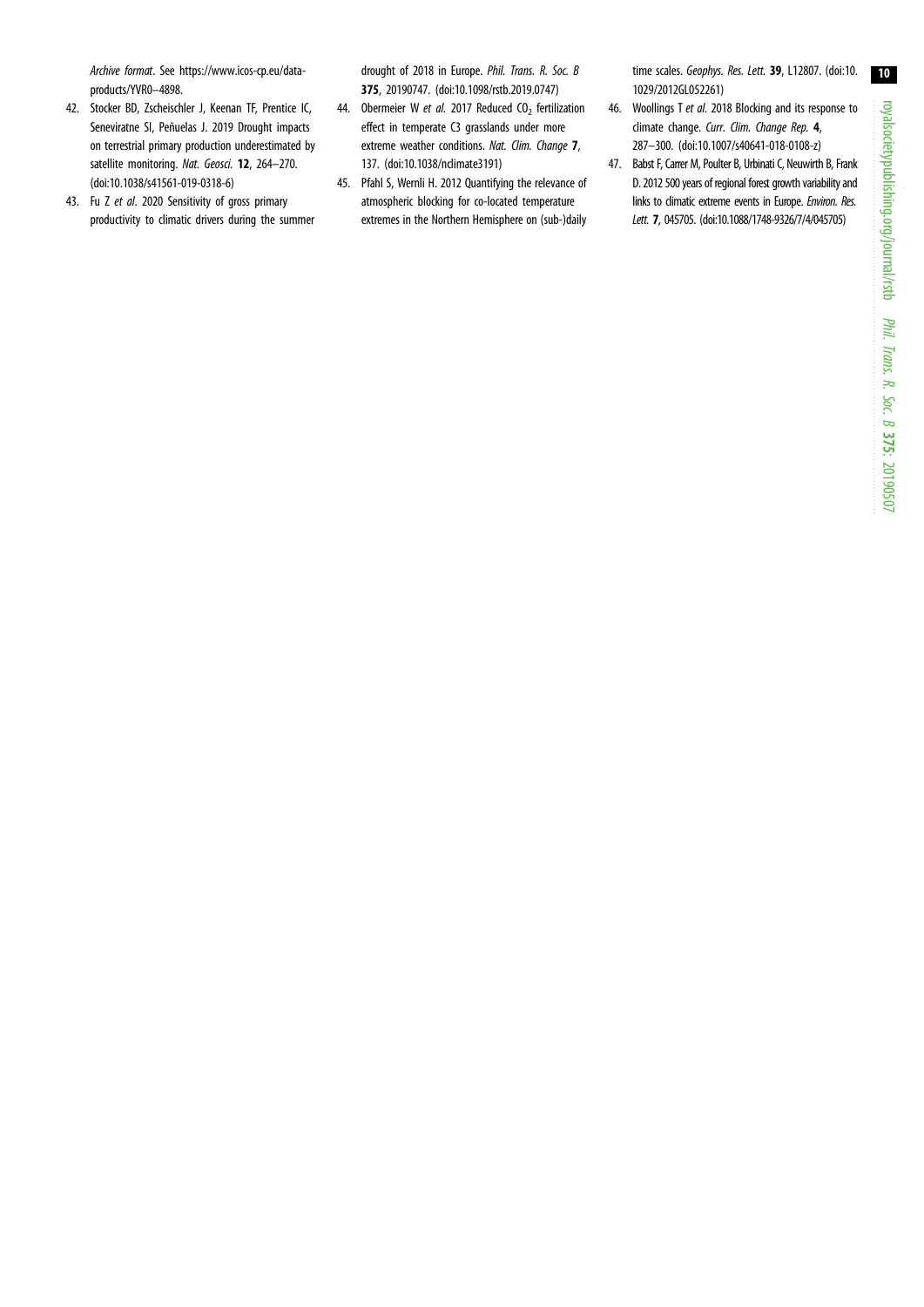*Archive format*. See https://www.icos-cp.eu/data-products/YVR0–4898.

42. Stocker BD, Zscheischler J, Keenan TF, Prentice IC, Seneviratne SI, Peñuelas J. 2019 Drought impacts on terrestrial primary production underestimated by satellite monitoring. *Nat. Geosci.* **12**, 264–270. (doi:10.1038/s41561-019-0318-6)
43. Fu Z *et al*. 2020 Sensitivity of gross primary productivity to climatic drivers during the summer drought of 2018 in Europe. *Phil. Trans. R. Soc. B* **375**, 20190747. (doi:10.1098/rstb.2019.0747)
44. Obermeier W *et al.* 2017 Reduced $CO_2$ fertilization effect in temperate C3 grasslands under more extreme weather conditions. *Nat. Clim. Change* **7**, 137. (doi:10.1038/nclimate3191)
45. Pfahl S, Wernli H. 2012 Quantifying the relevance of atmospheric blocking for co-located temperature extremes in the Northern Hemisphere on (sub-)daily time scales. *Geophys. Res. Lett.* **39**, L12807. (doi:10.1029/2012GL052261)
46. Woollings T *et al.* 2018 Blocking and its response to climate change. *Curr. Clim. Change Rep.* **4**, 287–300. (doi:10.1007/s40641-018-0108-z)
47. Babst F, Carrer M, Poulter B, Urbinati C, Neuwirth B, Frank D. 2012 500 years of regional forest growth variability and links to climatic extreme events in Europe. *Environ. Res. Lett.* **7**, 045705. (doi:10.1088/1748-9326/7/4/045705)